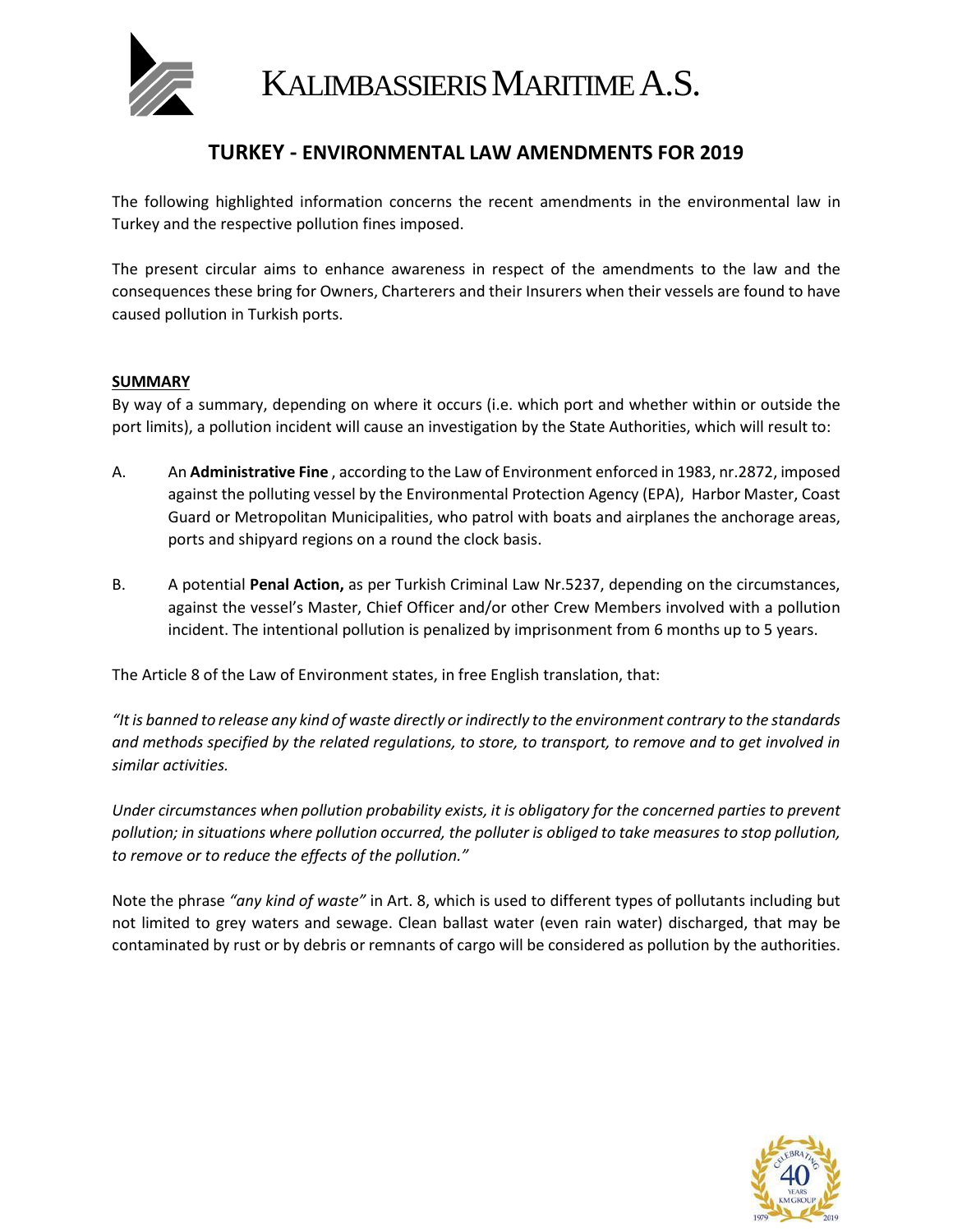# KALIMBASSIERIS MARITIME A.S.

## TURKEY - ENVIRONMENTAL LAW AMENDMENTS FOR 2019

The following highlighted information concerns the recent amendments in the environmental law in Turkey and the respective pollution fines imposed.

The present circular aims to enhance awareness in respect of the amendments to the law and the consequences these bring for Owners, Charterers and their Insurers when their vessels are found to have caused pollution in Turkish ports.

### SUMMARY

By way of a summary, depending on where it occurs (i.e. which port and whether within or outside the port limits), a pollution incident will cause an investigation by the State Authorities, which will result to:

A. An **Administrative Fine** , according to the Law of Environment enforced in 1983, nr.2872, imposed against the polluting vessel by the Environmental Protection Agency (EPA), Harbor Master, Coast Guard or Metropolitan Municipalities, who patrol with boats and airplanes the anchorage areas, ports and shipyard regions on a round the clock basis.

B. A potential **Penal Action,** as per Turkish Criminal Law Nr.5237, depending on the circumstances, against the vessel's Master, Chief Officer and/or other Crew Members involved with a pollution incident. The intentional pollution is penalized by imprisonment from 6 months up to 5 years.

The Article 8 of the Law of Environment states, in free English translation, that:

*"It is banned to release any kind of waste directly or indirectly to the environment contrary to the standards and methods specified by the related regulations, to store, to transport, to remove and to get involved in similar activities.*

*Under circumstances when pollution probability exists, it is obligatory for the concerned parties to prevent pollution; in situations where pollution occurred, the polluter is obliged to take measures to stop pollution, to remove or to reduce the effects of the pollution."*

Note the phrase *"any kind of waste"* in Art. 8, which is used to different types of pollutants including but not limited to grey waters and sewage. Clean ballast water (even rain water) discharged, that may be contaminated by rust or by debris or remnants of cargo will be considered as pollution by the authorities.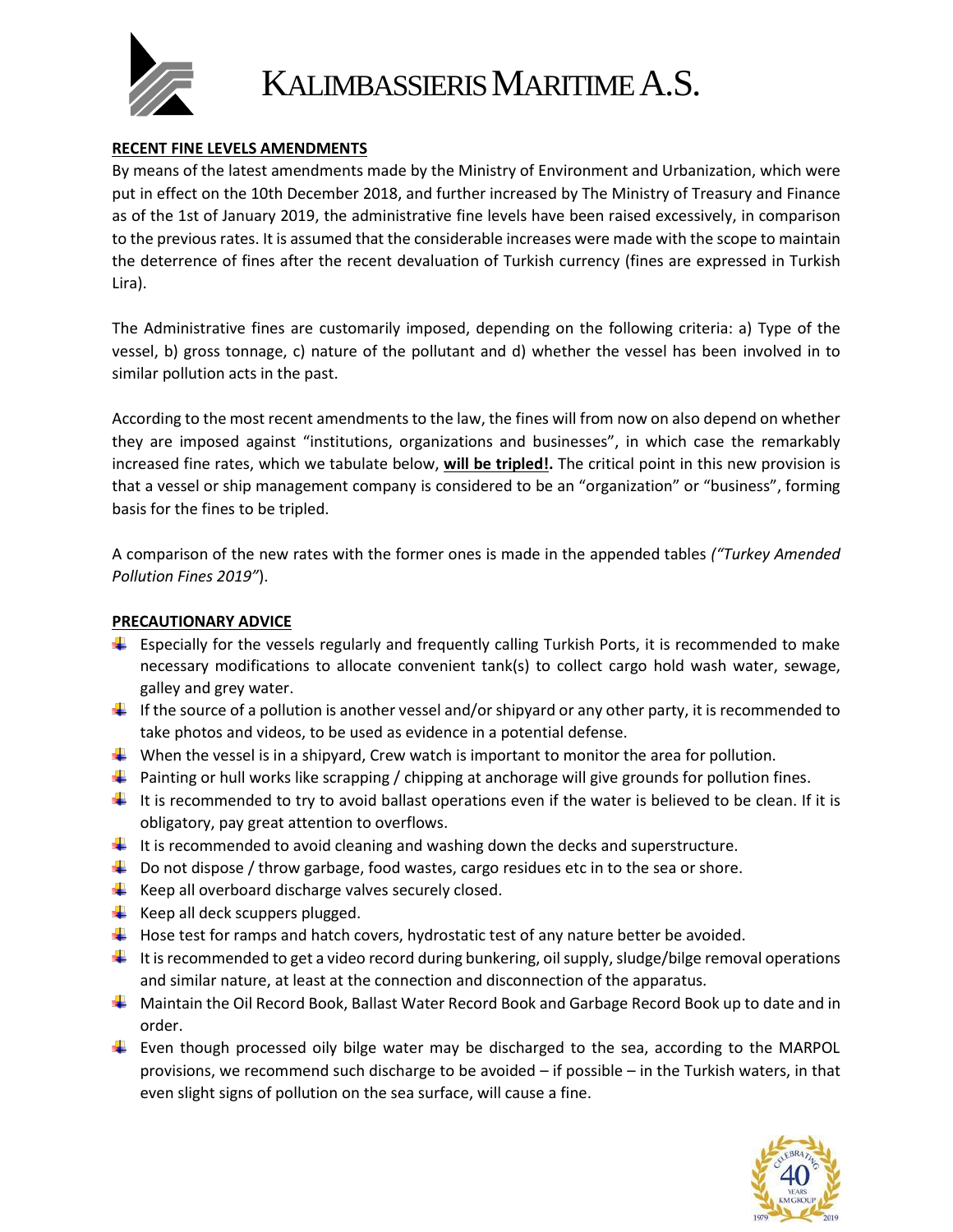## RECENT FINE LEVELS AMENDMENTS

By means of the latest amendments made by the Ministry of Environment and Urbanization, which were put in effect on the 10th December 2018, and further increased by The Ministry of Treasury and Finance as of the 1st of January 2019, the administrative fine levels have been raised excessively, in comparison to the previous rates. It is assumed that the considerable increases were made with the scope to maintain the deterrence of fines after the recent devaluation of Turkish currency (fines are expressed in Turkish Lira).

The Administrative fines are customarily imposed, depending on the following criteria: a) Type of the vessel, b) gross tonnage, c) nature of the pollutant and d) whether the vessel has been involved in to similar pollution acts in the past.

According to the most recent amendments to the law, the fines will from now on also depend on whether they are imposed against "institutions, organizations and businesses", in which case the remarkably increased fine rates, which we tabulate below, **will be tripled!.** The critical point in this new provision is that a vessel or ship management company is considered to be an "organization" or "business", forming basis for the fines to be tripled.

A comparison of the new rates with the former ones is made in the appended tables *("Turkey Amended Pollution Fines 2019")*.

## PRECAUTIONARY ADVICE

- Especially for the vessels regularly and frequently calling Turkish Ports, it is recommended to make necessary modifications to allocate convenient tank(s) to collect cargo hold wash water, sewage, galley and grey water.
- If the source of a pollution is another vessel and/or shipyard or any other party, it is recommended to take photos and videos, to be used as evidence in a potential defense.
- When the vessel is in a shipyard, Crew watch is important to monitor the area for pollution.
- Painting or hull works like scrapping / chipping at anchorage will give grounds for pollution fines.
- It is recommended to try to avoid ballast operations even if the water is believed to be clean. If it is obligatory, pay great attention to overflows.
- It is recommended to avoid cleaning and washing down the decks and superstructure.
- Do not dispose / throw garbage, food wastes, cargo residues etc in to the sea or shore.
- Keep all overboard discharge valves securely closed.
- Keep all deck scuppers plugged.
- Hose test for ramps and hatch covers, hydrostatic test of any nature better be avoided.
- It is recommended to get a video record during bunkering, oil supply, sludge/bilge removal operations and similar nature, at least at the connection and disconnection of the apparatus.
- Maintain the Oil Record Book, Ballast Water Record Book and Garbage Record Book up to date and in order.
- Even though processed oily bilge water may be discharged to the sea, according to the MARPOL provisions, we recommend such discharge to be avoided – if possible – in the Turkish waters, in that even slight signs of pollution on the sea surface, will cause a fine.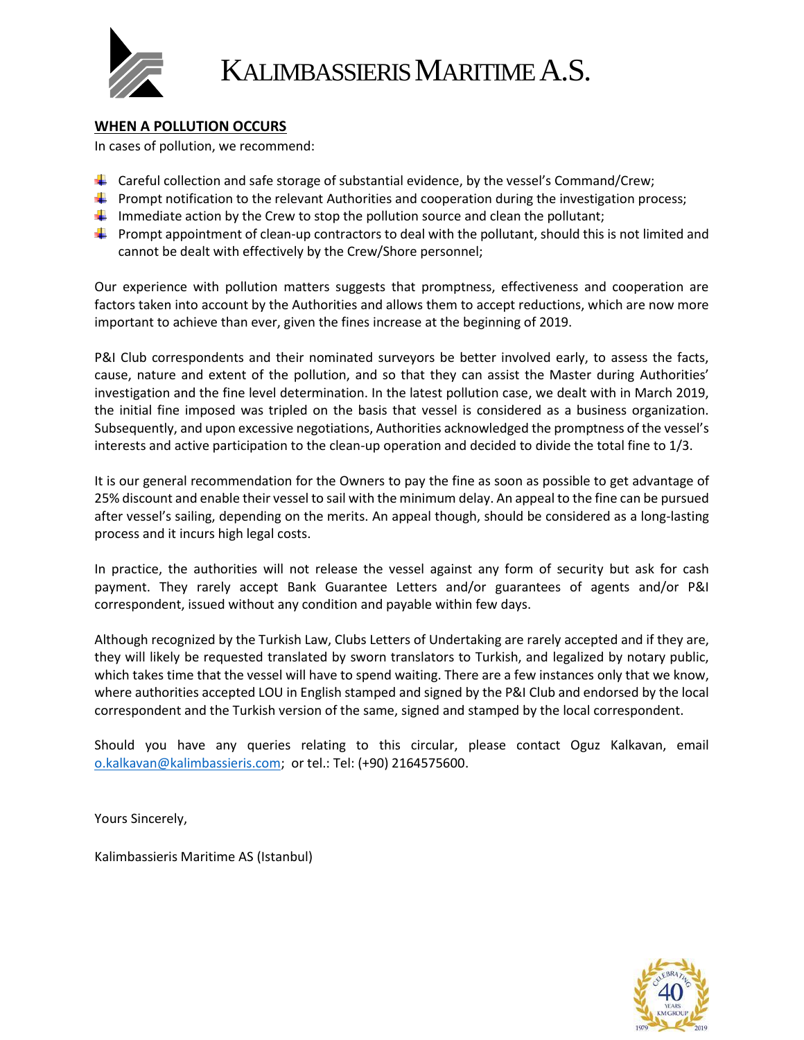KALIMBASSIERIS MARITIME A.S.

## WHEN A POLLUTION OCCURS

In cases of pollution, we recommend:

- Careful collection and safe storage of substantial evidence, by the vessel's Command/Crew;
- Prompt notification to the relevant Authorities and cooperation during the investigation process;
- Immediate action by the Crew to stop the pollution source and clean the pollutant;
- Prompt appointment of clean-up contractors to deal with the pollutant, should this is not limited and cannot be dealt with effectively by the Crew/Shore personnel;

Our experience with pollution matters suggests that promptness, effectiveness and cooperation are factors taken into account by the Authorities and allows them to accept reductions, which are now more important to achieve than ever, given the fines increase at the beginning of 2019.

P&I Club correspondents and their nominated surveyors be better involved early, to assess the facts, cause, nature and extent of the pollution, and so that they can assist the Master during Authorities' investigation and the fine level determination. In the latest pollution case, we dealt with in March 2019, the initial fine imposed was tripled on the basis that vessel is considered as a business organization. Subsequently, and upon excessive negotiations, Authorities acknowledged the promptness of the vessel's interests and active participation to the clean-up operation and decided to divide the total fine to 1/3.

It is our general recommendation for the Owners to pay the fine as soon as possible to get advantage of 25% discount and enable their vessel to sail with the minimum delay. An appeal to the fine can be pursued after vessel's sailing, depending on the merits. An appeal though, should be considered as a long-lasting process and it incurs high legal costs.

In practice, the authorities will not release the vessel against any form of security but ask for cash payment. They rarely accept Bank Guarantee Letters and/or guarantees of agents and/or P&I correspondent, issued without any condition and payable within few days.

Although recognized by the Turkish Law, Clubs Letters of Undertaking are rarely accepted and if they are, they will likely be requested translated by sworn translators to Turkish, and legalized by notary public, which takes time that the vessel will have to spend waiting. There are a few instances only that we know, where authorities accepted LOU in English stamped and signed by the P&I Club and endorsed by the local correspondent and the Turkish version of the same, signed and stamped by the local correspondent.

Should you have any queries relating to this circular, please contact Oguz Kalkavan, email o.kalkavan@kalimbassieris.com; or tel.: Tel: (+90) 2164575600.

Yours Sincerely,

Kalimbassieris Maritime AS (Istanbul)